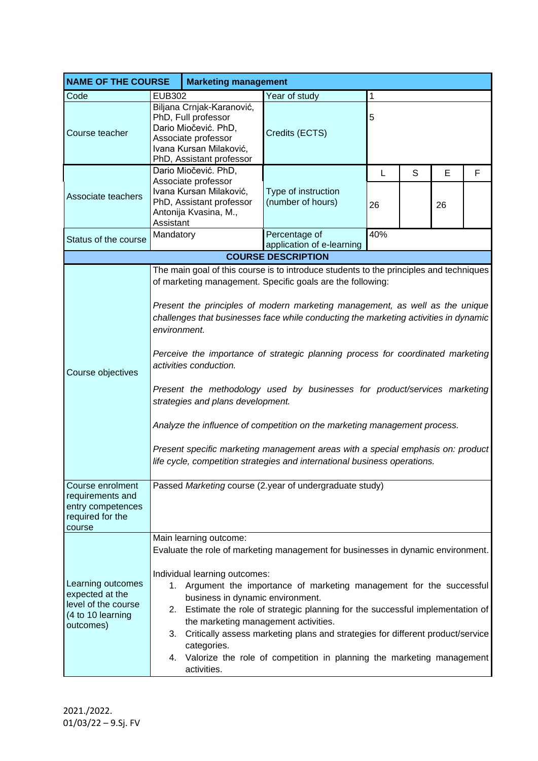| NAME OF THE COURSE | Marketing management | | | | | |
|---|---|---|---|---|---|---|
| Code | EUB302 | Year of study | 1 | | | |
| Course teacher | Biljana Crnjak-Karanović, PhD, Full professor<br>Dario Miočević. PhD, Associate professor<br>Ivana Kursan Milaković, PhD, Assistant professor | Credits (ECTS) | 5 | | | |
| Associate teachers | Dario Miočević. PhD, Associate professor<br>Ivana Kursan Milaković, PhD, Assistant professor<br>Antonija Kvasina, M., Assistant | Type of instruction (number of hours) | L | S | E | F |
| | | | 26 | | 26 | |
| Status of the course | Mandatory | Percentage of application of e-learning | 40% | | | |

| COURSE DESCRIPTION | |
|---|---|
| Course objectives | The main goal of this course is to introduce students to the principles and techniques of marketing management. Specific goals are the following:<br><br>*Present the principles of modern marketing management, as well as the unique challenges that businesses face while conducting the marketing activities in dynamic environment.*<br><br>*Perceive the importance of strategic planning process for coordinated marketing activities conduction.*<br><br>*Present the methodology used by businesses for product/services marketing strategies and plans development.*<br><br>*Analyze the influence of competition on the marketing management process.*<br><br>*Present specific marketing management areas with a special emphasis on: product life cycle, competition strategies and international business operations.* |
| Course enrolment requirements and entry competences required for the course | Passed *Marketing* course (2.year of undergraduate study) |
| Learning outcomes expected at the level of the course (4 to 10 learning outcomes) | Main learning outcome:<br>Evaluate the role of marketing management for businesses in dynamic environment.<br><br>Individual learning outcomes:<br>1. Argument the importance of marketing management for the successful business in dynamic environment.<br>2. Estimate the role of strategic planning for the successful implementation of the marketing management activities.<br>3. Critically assess marketing plans and strategies for different product/service categories.<br>4. Valorize the role of competition in planning the marketing management activities. |

2021./2022.
01/03/22 – 9.Sj. FV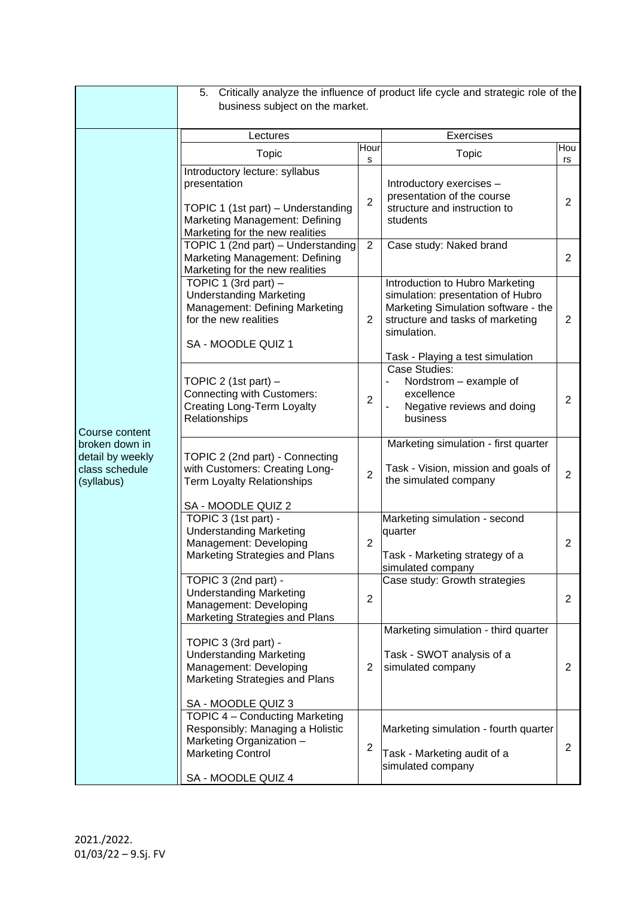| | 5. Critically analyze the influence of product life cycle and strategic role of the business subject on the market. | | | |
|---|---|---|---|---|
| | **Lectures** | | **Exercises** | |
| | Topic | Hours | Topic | Hours |
| Course content broken down in detail by weekly class schedule (syllabus) | Introductory lecture: syllabus presentation<br><br>TOPIC 1 (1st part) – Understanding Marketing Management: Defining Marketing for the new realities | 2 | Introductory exercises – presentation of the course structure and instruction to students | 2 |
| | TOPIC 1 (2nd part) – Understanding Marketing Management: Defining Marketing for the new realities | 2 | Case study: Naked brand | 2 |
| | TOPIC 1 (3rd part) – Understanding Marketing Management: Defining Marketing for the new realities<br><br>SA - MOODLE QUIZ 1 | 2 | Introduction to Hubro Marketing simulation: presentation of Hubro Marketing Simulation software - the structure and tasks of marketing simulation.<br><br>Task - Playing a test simulation | 2 |
| | TOPIC 2 (1st part) – Connecting with Customers: Creating Long-Term Loyalty Relationships | 2 | Case Studies:<br>- Nordstrom – example of excellence<br>- Negative reviews and doing business | 2 |
| | TOPIC 2 (2nd part) - Connecting with Customers: Creating Long-Term Loyalty Relationships<br><br>SA - MOODLE QUIZ 2 | 2 | Marketing simulation - first quarter<br><br>Task - Vision, mission and goals of the simulated company | 2 |
| | TOPIC 3 (1st part) - Understanding Marketing Management: Developing Marketing Strategies and Plans | 2 | Marketing simulation - second quarter<br><br>Task - Marketing strategy of a simulated company | 2 |
| | TOPIC 3 (2nd part) - Understanding Marketing Management: Developing Marketing Strategies and Plans | 2 | Case study: Growth strategies | 2 |
| | TOPIC 3 (3rd part) - Understanding Marketing Management: Developing Marketing Strategies and Plans<br><br>SA - MOODLE QUIZ 3 | 2 | Marketing simulation - third quarter<br><br>Task - SWOT analysis of a simulated company | 2 |
| | TOPIC 4 – Conducting Marketing Responsibly: Managing a Holistic Marketing Organization – Marketing Control<br><br>SA - MOODLE QUIZ 4 | 2 | Marketing simulation - fourth quarter<br><br>Task - Marketing audit of a simulated company | 2 |

2021./2022.
01/03/22 – 9.Sj. FV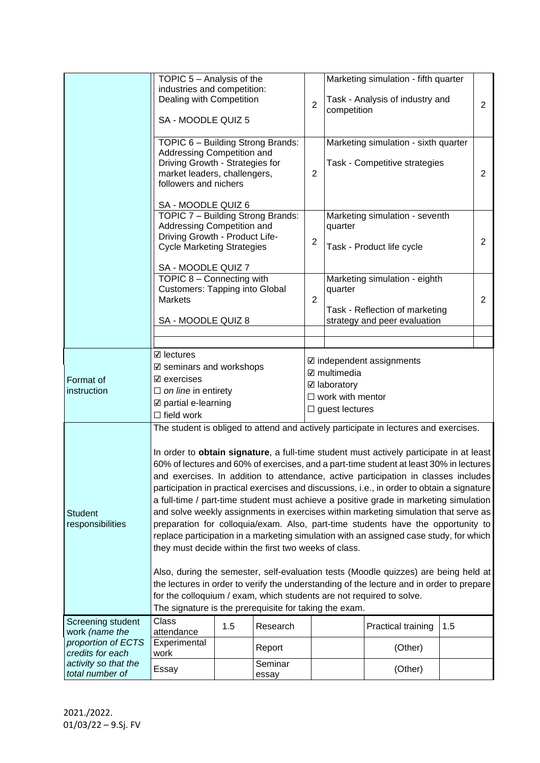| | | | | |
|---|---|---|---|---|
| | TOPIC 5 – Analysis of the industries and competition: Dealing with Competition<br><br>SA - MOODLE QUIZ 5 | 2 | Marketing simulation - fifth quarter<br><br>Task - Analysis of industry and competition | 2 |
| | TOPIC 6 – Building Strong Brands: Addressing Competition and Driving Growth - Strategies for market leaders, challengers, followers and nichers<br><br>SA - MOODLE QUIZ 6 | 2 | Marketing simulation - sixth quarter<br><br>Task - Competitive strategies | 2 |
| | TOPIC 7 – Building Strong Brands: Addressing Competition and Driving Growth - Product Life-Cycle Marketing Strategies<br><br>SA - MOODLE QUIZ 7 | 2 | Marketing simulation - seventh quarter<br><br>Task - Product life cycle | 2 |
| | TOPIC 8 – Connecting with Customers: Tapping into Global Markets<br><br>SA - MOODLE QUIZ 8 | 2 | Marketing simulation - eighth quarter<br><br>Task - Reflection of marketing strategy and peer evaluation | 2 |
| | | | | |
| | | | | |

| | | |
|---|---|---|
| Format of instruction | ☑ lectures<br>☑ seminars and workshops<br>☑ exercises<br>☐ *on line* in entirety<br>☑ partial e-learning<br>☐ field work | ☑ independent assignments<br>☑ multimedia<br>☑ laboratory<br>☐ work with mentor<br>☐ guest lectures |
| Student responsibilities | The student is obliged to attend and actively participate in lectures and exercises.<br><br>In order to **obtain signature**, a full-time student must actively participate in at least 60% of lectures and 60% of exercises, and a part-time student at least 30% in lectures and exercises. In addition to attendance, active participation in classes includes participation in practical exercises and discussions, i.e., in order to obtain a signature a full-time / part-time student must achieve a positive grade in marketing simulation and solve weekly assignments in exercises within marketing simulation that serve as preparation for colloquia/exam. Also, part-time students have the opportunity to replace participation in a marketing simulation with an assigned case study, for which they must decide within the first two weeks of class.<br><br>Also, during the semester, self-evaluation tests (Moodle quizzes) are being held at the lectures in order to verify the understanding of the lecture and in order to prepare for the colloquium / exam, which students are not required to solve.<br>The signature is the prerequisite for taking the exam. | |

| | | | | | | |
|---|---|---|---|---|---|---|
| Screening student work *(name the proportion of ECTS credits for each activity so that the total number of* | Class attendance | 1.5 | Research | | Practical training | 1.5 |
| | Experimental work | | Report | | (Other) | |
| | Essay | | Seminar essay | | (Other) | |

2021./2022.
01/03/22 – 9.Sj. FV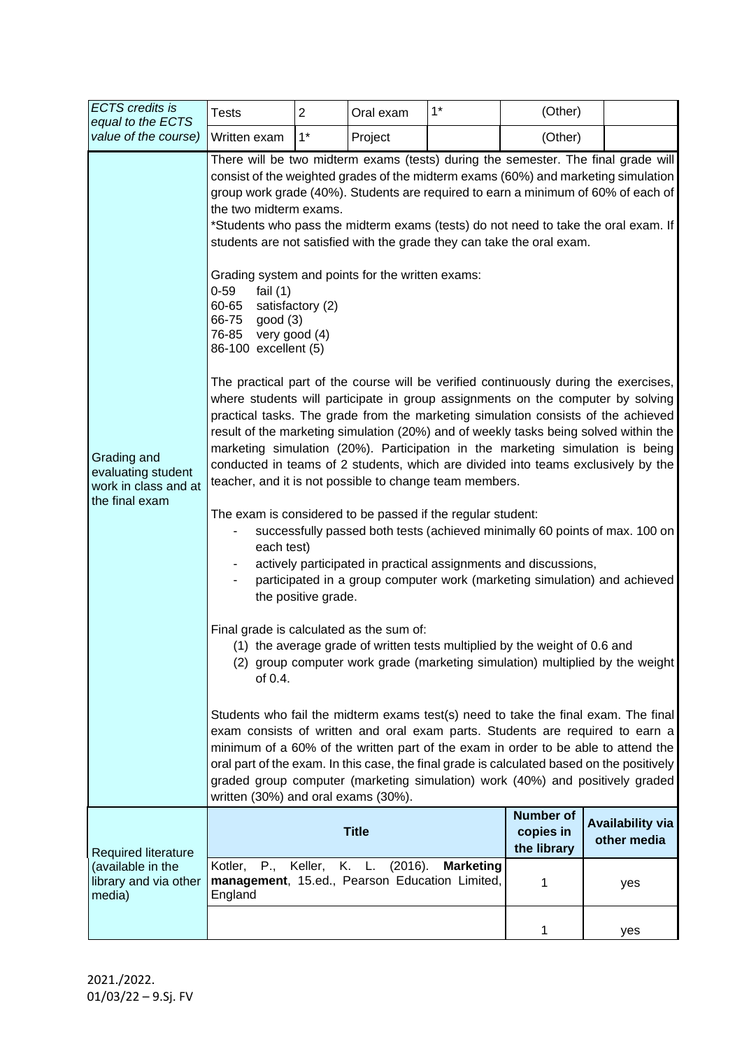| *ECTS credits is equal to the ECTS value of the course)* | Tests | 2 | Oral exam | 1* | (Other) | |
|---|---|---|---|---|---|---|
| | Written exam | 1* | Project | | (Other) | |

**Grading and evaluating student work in class and at the final exam**

There will be two midterm exams (tests) during the semester. The final grade will consist of the weighted grades of the midterm exams (60%) and marketing simulation group work grade (40%). Students are required to earn a minimum of 60% of each of the two midterm exams.

*Students who pass the midterm exams (tests) do not need to take the oral exam. If students are not satisfied with the grade they can take the oral exam.

Grading system and points for the written exams:

0-59 fail (1)
60-65 satisfactory (2)
66-75 good (3)
76-85 very good (4)
86-100 excellent (5)

The practical part of the course will be verified continuously during the exercises, where students will participate in group assignments on the computer by solving practical tasks. The grade from the marketing simulation consists of the achieved result of the marketing simulation (20%) and of weekly tasks being solved within the marketing simulation (20%). Participation in the marketing simulation is being conducted in teams of 2 students, which are divided into teams exclusively by the teacher, and it is not possible to change team members.

The exam is considered to be passed if the regular student:

- successfully passed both tests (achieved minimally 60 points of max. 100 on each test)
- actively participated in practical assignments and discussions,
- participated in a group computer work (marketing simulation) and achieved the positive grade.

Final grade is calculated as the sum of:

(1) the average grade of written tests multiplied by the weight of 0.6 and
(2) group computer work grade (marketing simulation) multiplied by the weight of 0.4.

Students who fail the midterm exams test(s) need to take the final exam. The final exam consists of written and oral exam parts. Students are required to earn a minimum of a 60% of the written part of the exam in order to be able to attend the oral part of the exam. In this case, the final grade is calculated based on the positively graded group computer (marketing simulation) work (40%) and positively graded written (30%) and oral exams (30%).

| Required literature (available in the library and via other media) | Title | Number of copies in the library | Availability via other media |
|---|---|---|---|
| | Kotler, P., Keller, K. L. (2016). **Marketing management**, 15.ed., Pearson Education Limited, England | 1 | yes |
| | | 1 | yes |

2021./2022.
01/03/22 – 9.Sj. FV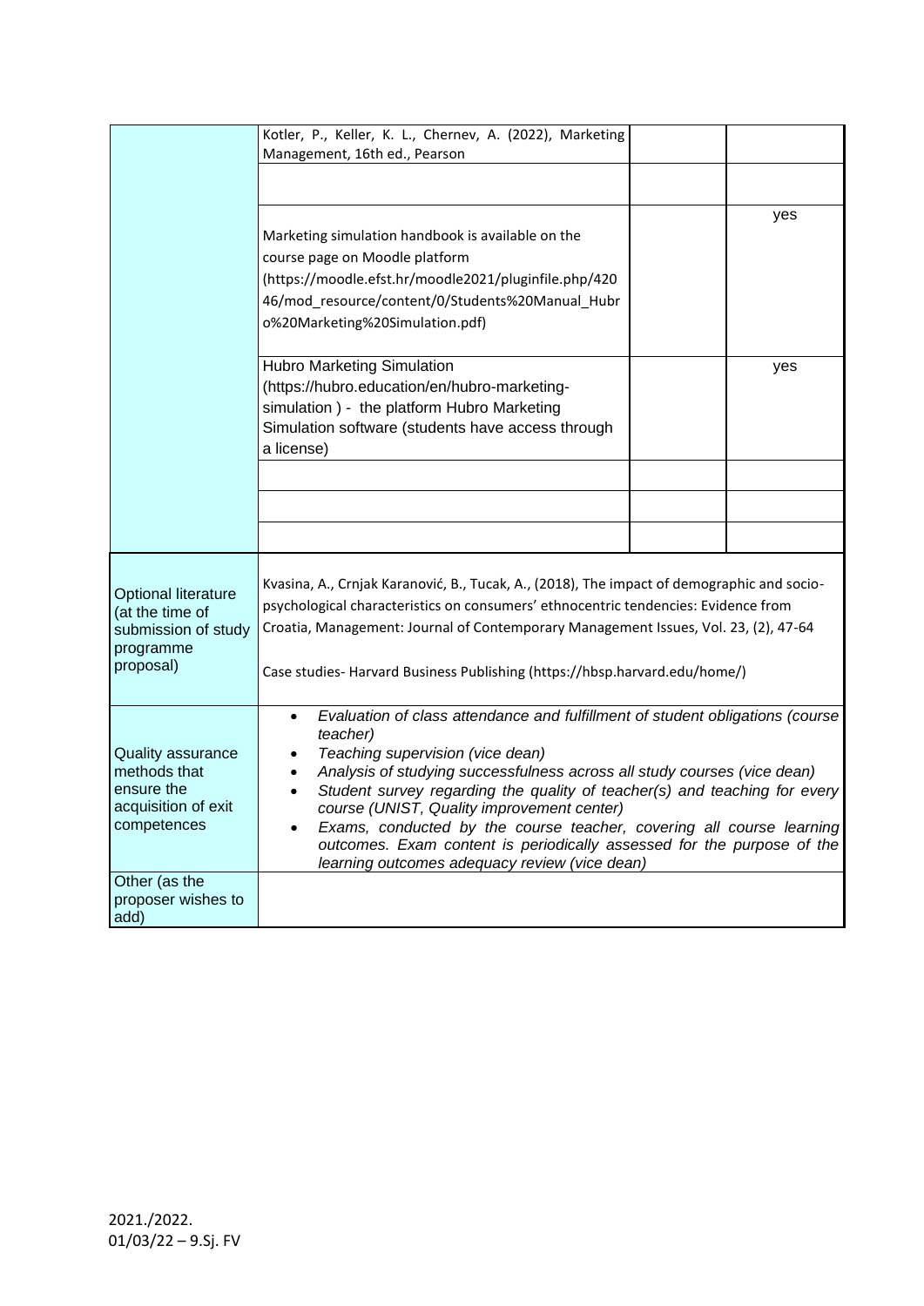| | | | |
|---|---|---|---|
| | Kotler, P., Keller, K. L., Chernev, A. (2022), Marketing Management, 16th ed., Pearson | | |
| | | | |
| | Marketing simulation handbook is available on the course page on Moodle platform (https://moodle.efst.hr/moodle2021/pluginfile.php/42046/mod_resource/content/0/Students%20Manual_Hubro%20Marketing%20Simulation.pdf) | | yes |
| | Hubro Marketing Simulation (https://hubro.education/en/hubro-marketing-simulation ) - the platform Hubro Marketing Simulation software (students have access through a license) | | yes |
| | | | |
| | | | |
| | | | |
| Optional literature (at the time of submission of study programme proposal) | Kvasina, A., Crnjak Karanović, B., Tucak, A., (2018), The impact of demographic and socio-psychological characteristics on consumers' ethnocentric tendencies: Evidence from Croatia, Management: Journal of Contemporary Management Issues, Vol. 23, (2), 47-64<br><br>Case studies- Harvard Business Publishing (https://hbsp.harvard.edu/home/) | | |
| Quality assurance methods that ensure the acquisition of exit competences | • *Evaluation of class attendance and fulfillment of student obligations (course teacher)*<br>• *Teaching supervision (vice dean)*<br>• *Analysis of studying successfulness across all study courses (vice dean)*<br>• *Student survey regarding the quality of teacher(s) and teaching for every course (UNIST, Quality improvement center)*<br>• *Exams, conducted by the course teacher, covering all course learning outcomes. Exam content is periodically assessed for the purpose of the learning outcomes adequacy review (vice dean)* | | |
| Other (as the proposer wishes to add) | | | |

2021./2022.
01/03/22 – 9.Sj. FV